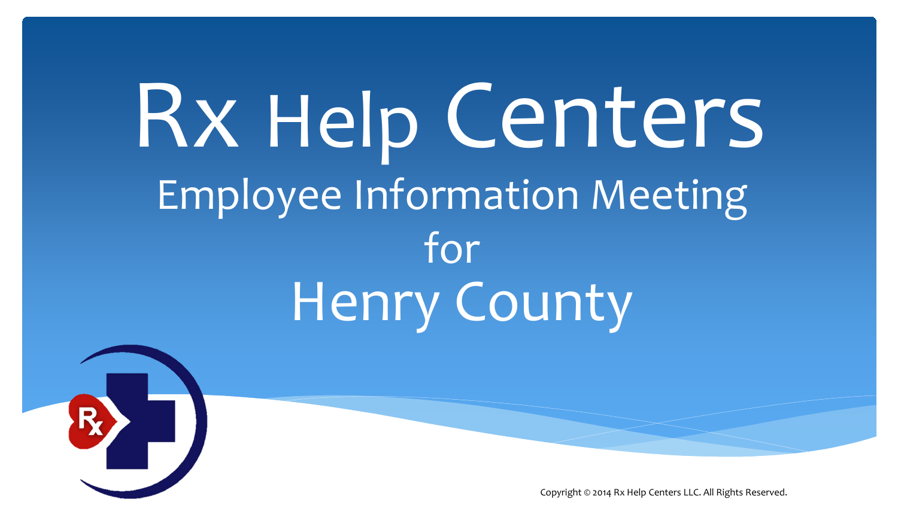# Rx Help Centers

## Employee Information Meeting

## for

## Henry County

Copyright © 2014 Rx Help Centers LLC. All Rights Reserved.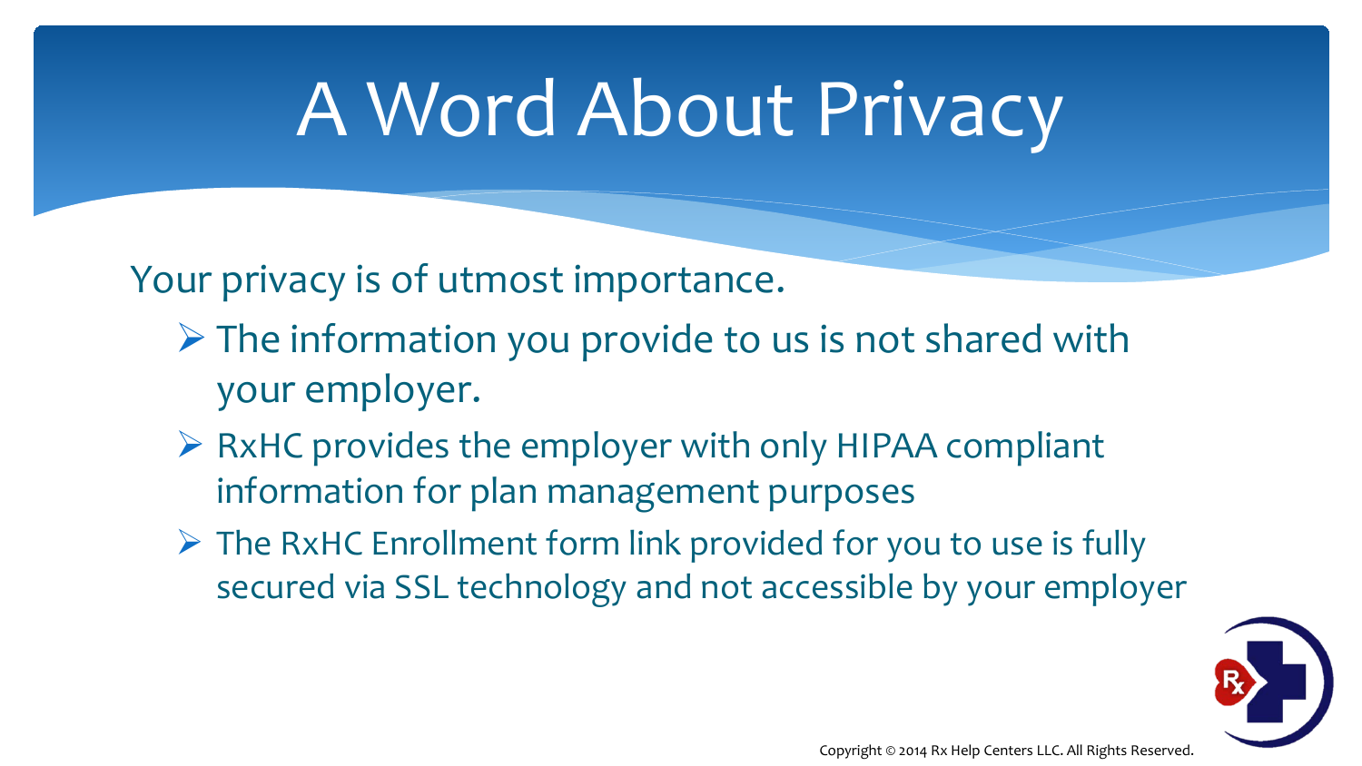# A Word About Privacy

Your privacy is of utmost importance.

- The information you provide to us is not shared with your employer.
- RxHC provides the employer with only HIPAA compliant information for plan management purposes
- The RxHC Enrollment form link provided for you to use is fully secured via SSL technology and not accessible by your employer

Copyright © 2014 Rx Help Centers LLC. All Rights Reserved.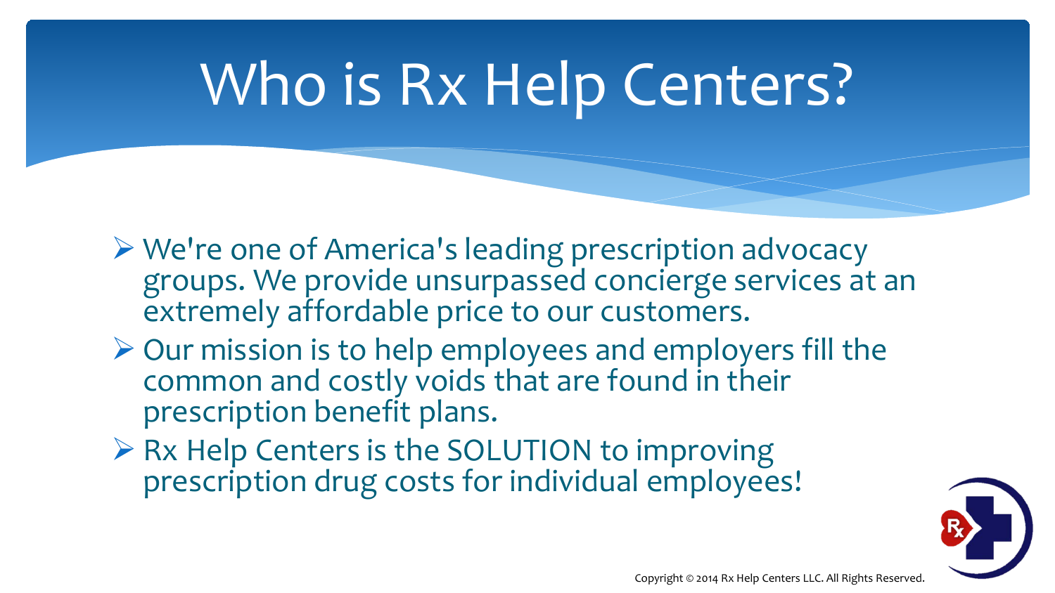# Who is Rx Help Centers?

- We're one of America's leading prescription advocacy groups. We provide unsurpassed concierge services at an extremely affordable price to our customers.
- Our mission is to help employees and employers fill the common and costly voids that are found in their prescription benefit plans.
- Rx Help Centers is the SOLUTION to improving prescription drug costs for individual employees!

Copyright © 2014 Rx Help Centers LLC. All Rights Reserved.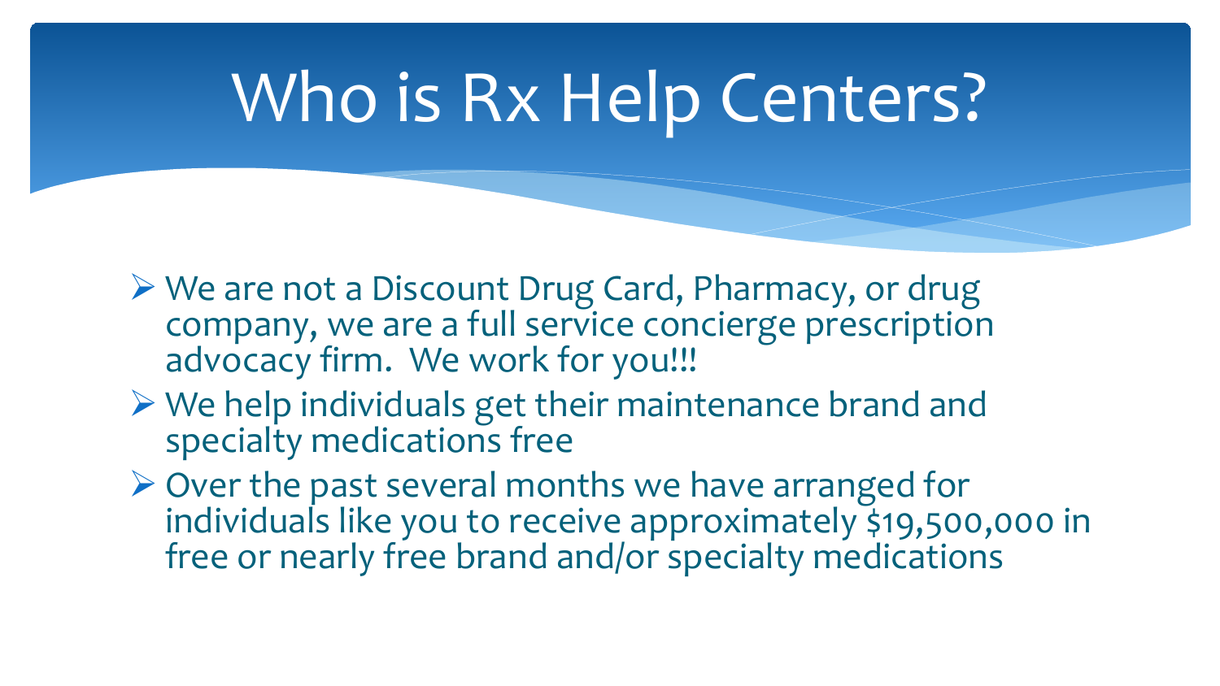# Who is Rx Help Centers?

- We are not a Discount Drug Card, Pharmacy, or drug company, we are a full service concierge prescription advocacy firm. We work for you!!!
- We help individuals get their maintenance brand and specialty medications free
- Over the past several months we have arranged for individuals like you to receive approximately $19,500,000 in free or nearly free brand and/or specialty medications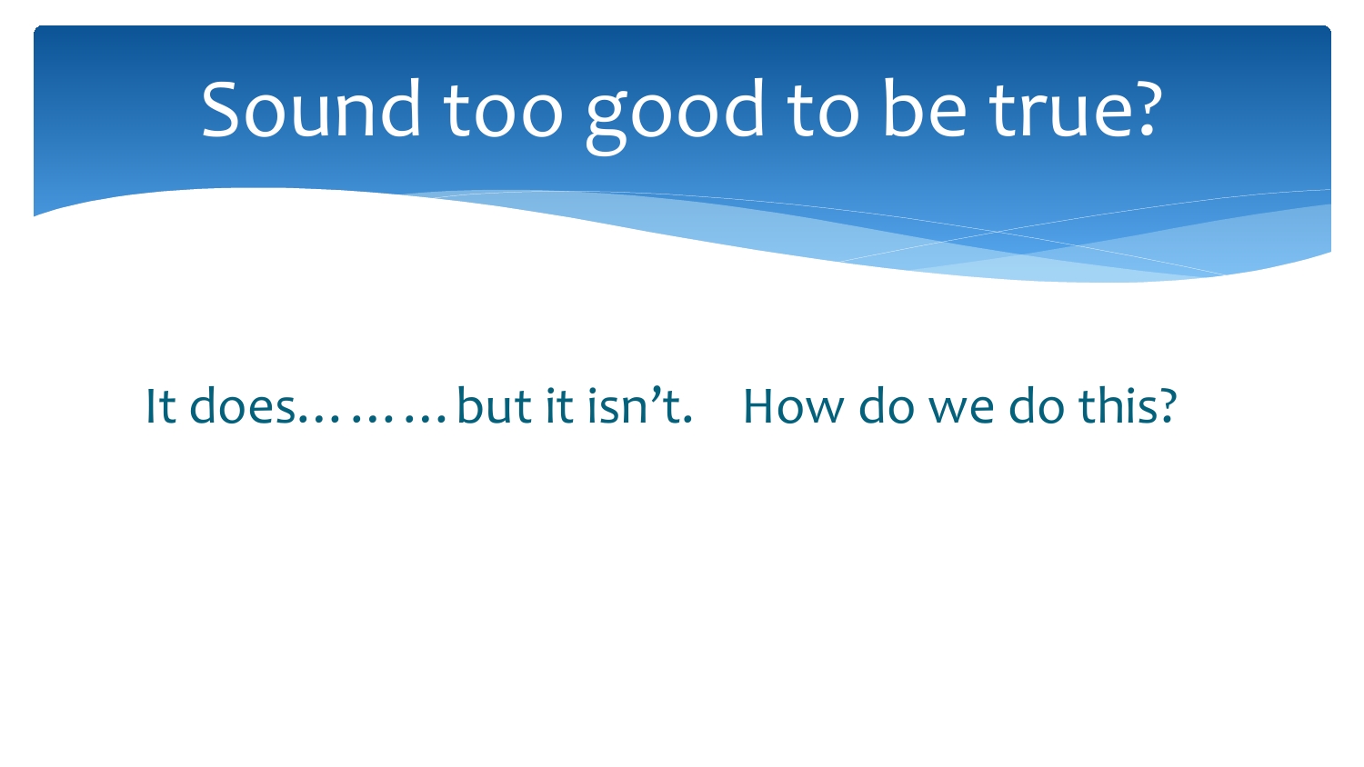# Sound too good to be true?

It does………but it isn't.    How do we do this?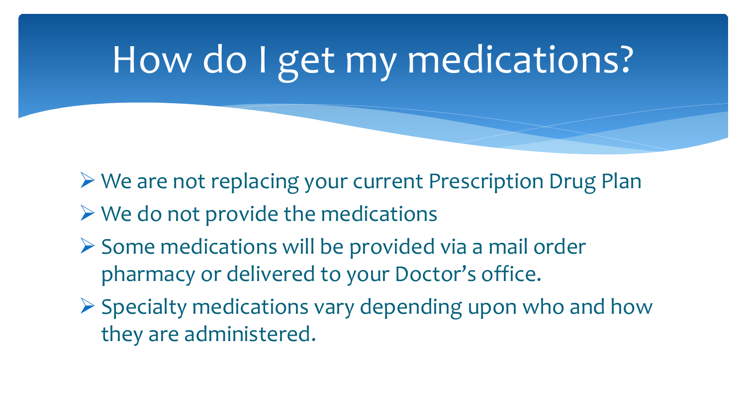# How do I get my medications?

- We are not replacing your current Prescription Drug Plan
- We do not provide the medications
- Some medications will be provided via a mail order pharmacy or delivered to your Doctor's office.
- Specialty medications vary depending upon who and how they are administered.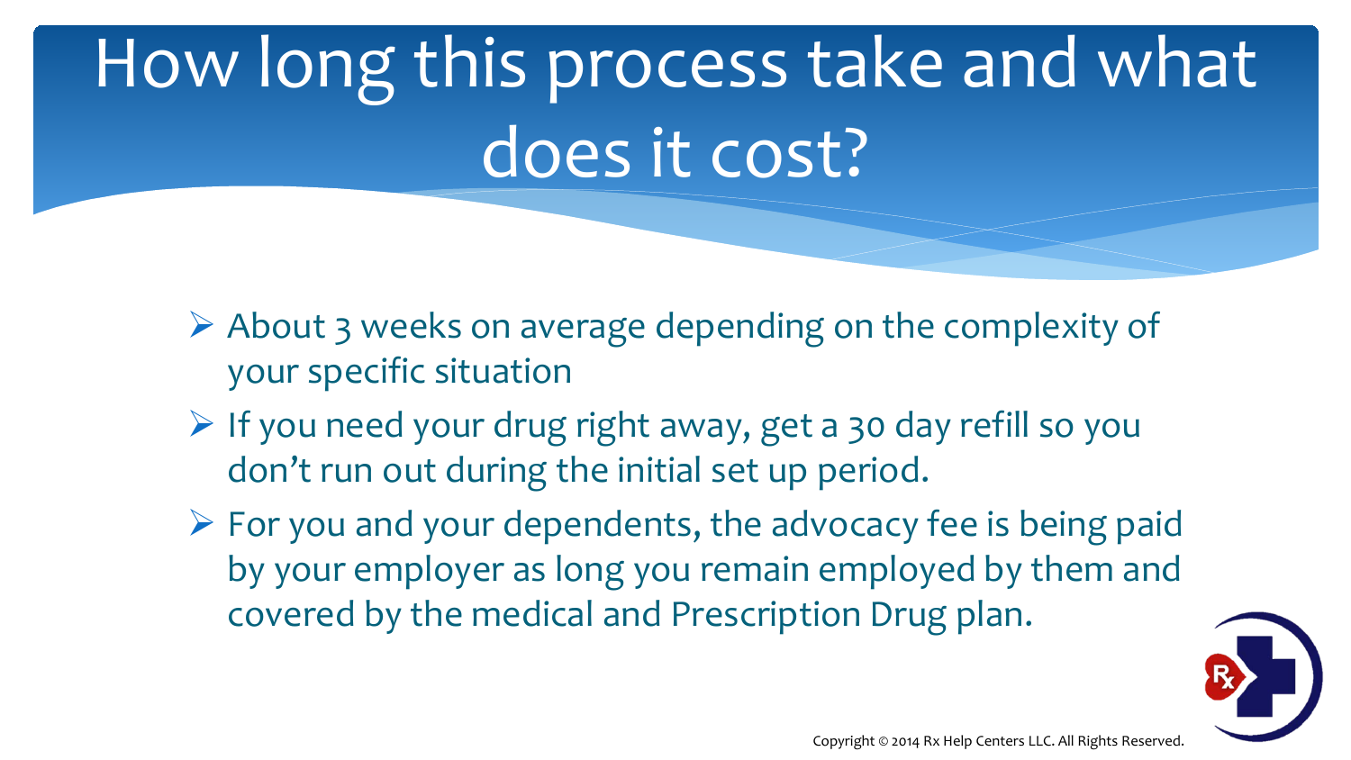# How long this process take and what does it cost?

- About 3 weeks on average depending on the complexity of your specific situation
- If you need your drug right away, get a 30 day refill so you don't run out during the initial set up period.
- For you and your dependents, the advocacy fee is being paid by your employer as long you remain employed by them and covered by the medical and Prescription Drug plan.

Copyright © 2014 Rx Help Centers LLC. All Rights Reserved.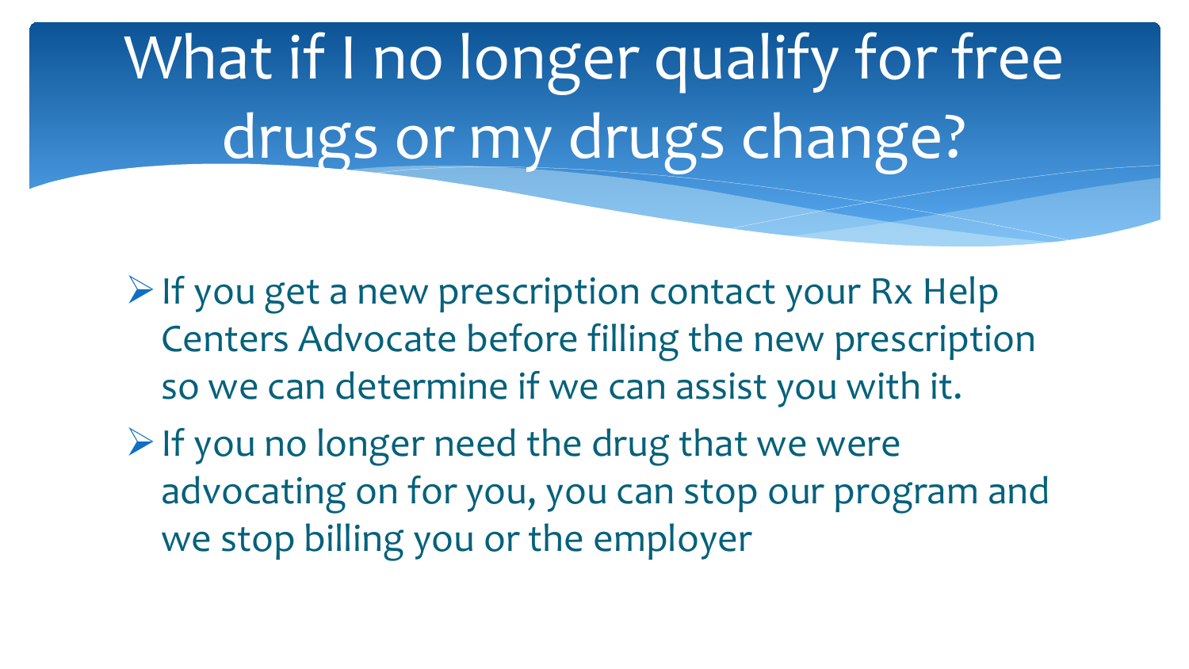# What if I no longer qualify for free drugs or my drugs change?

- If you get a new prescription contact your Rx Help Centers Advocate before filling the new prescription so we can determine if we can assist you with it.
- If you no longer need the drug that we were advocating on for you, you can stop our program and we stop billing you or the employer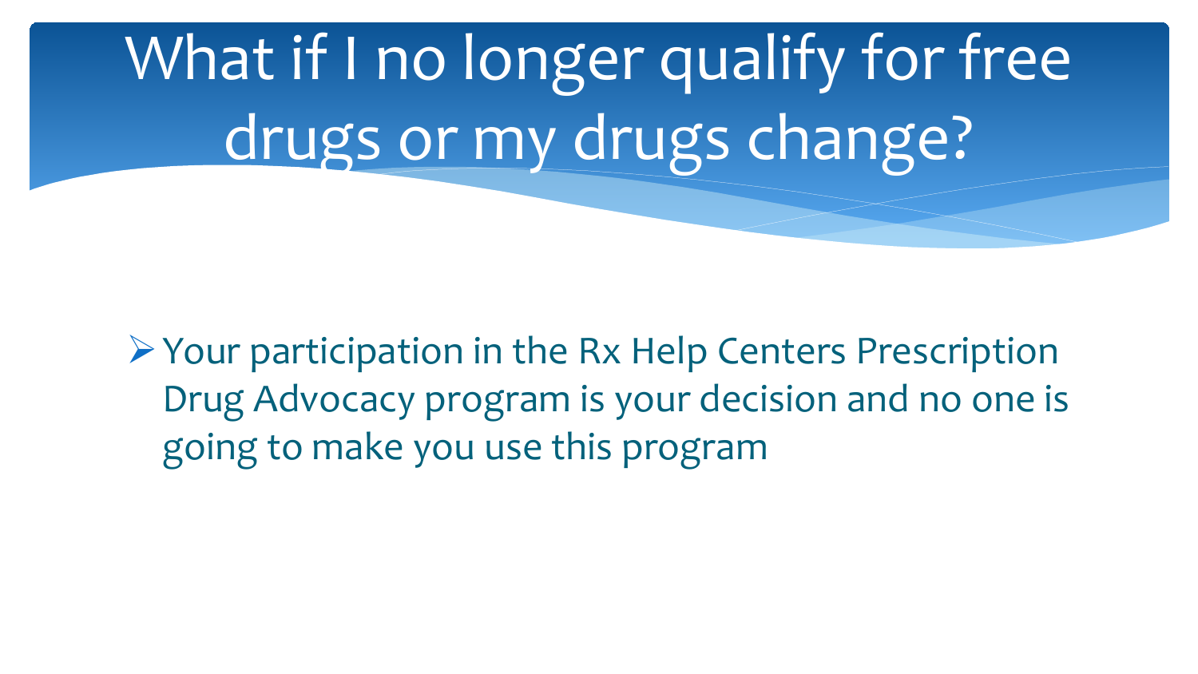# What if I no longer qualify for free drugs or my drugs change?

- Your participation in the Rx Help Centers Prescription Drug Advocacy program is your decision and no one is going to make you use this program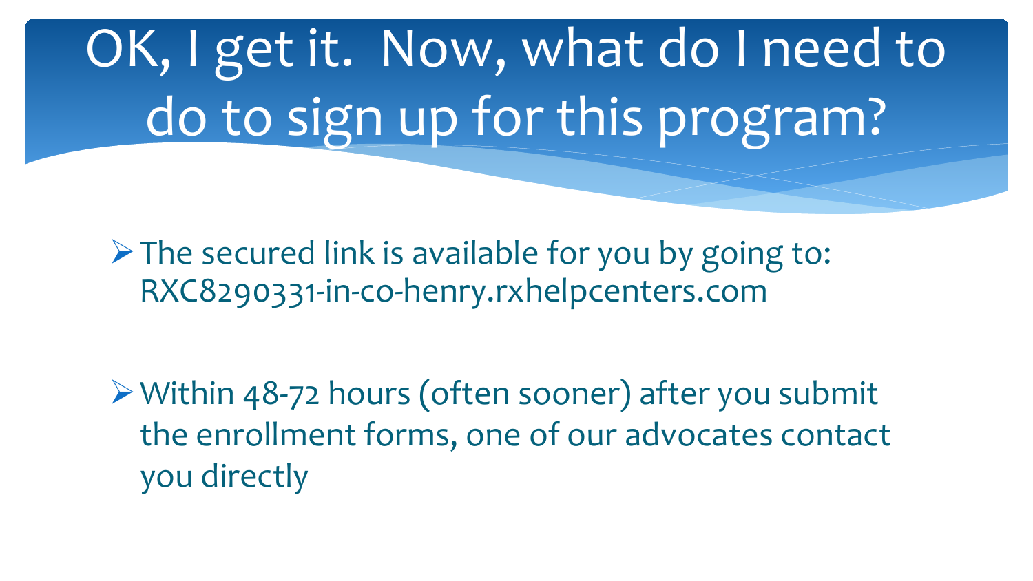# OK, I get it. Now, what do I need to do to sign up for this program?

- The secured link is available for you by going to: RXC8290331-in-co-henry.rxhelpcenters.com

- Within 48-72 hours (often sooner) after you submit the enrollment forms, one of our advocates contact you directly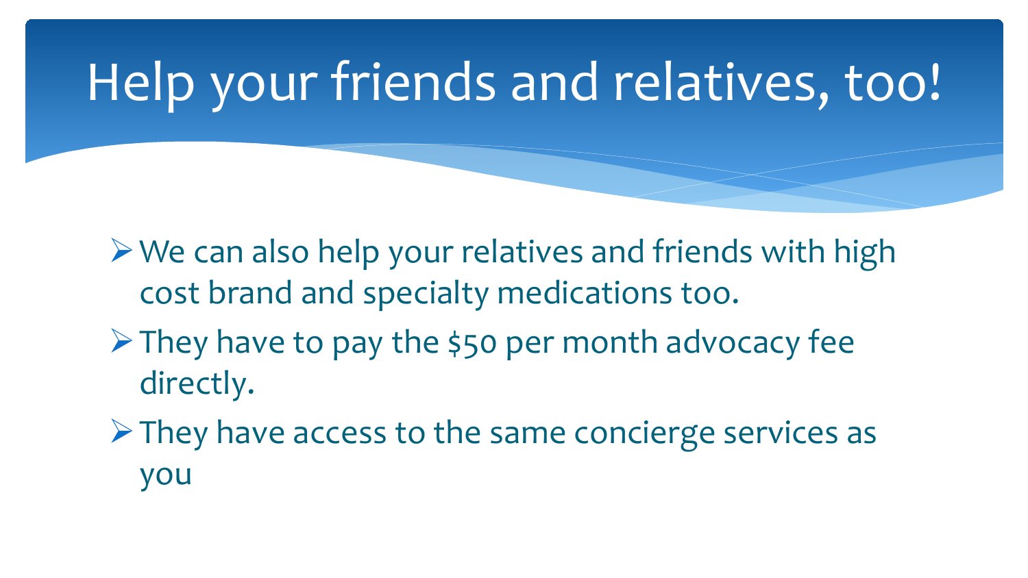# Help your friends and relatives, too!

- We can also help your relatives and friends with high cost brand and specialty medications too.
- They have to pay the $50 per month advocacy fee directly.
- They have access to the same concierge services as you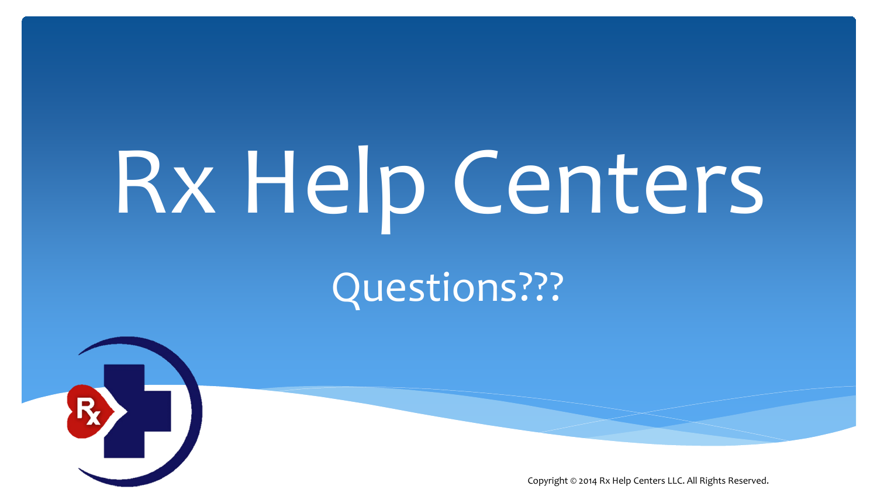# Rx Help Centers

## Questions???

Copyright © 2014 Rx Help Centers LLC. All Rights Reserved.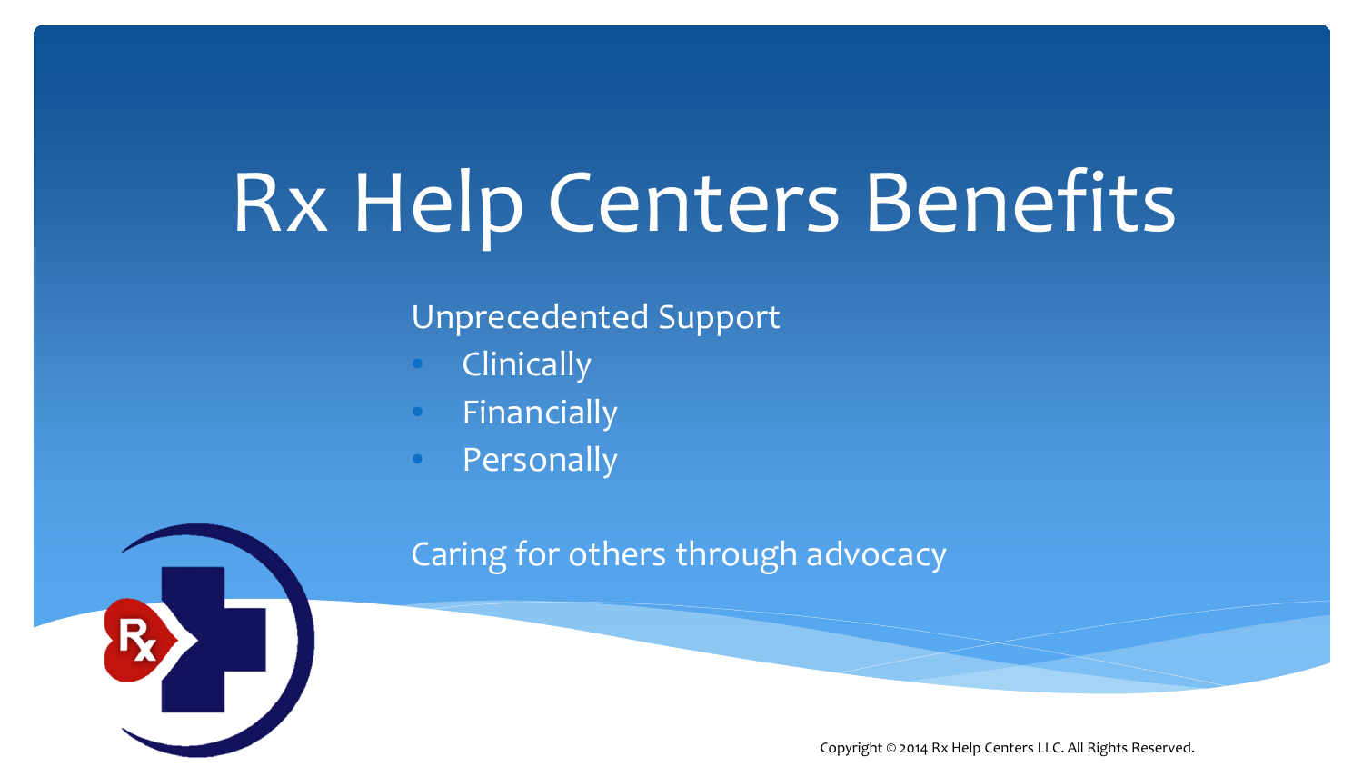# Rx Help Centers Benefits

Unprecedented Support

- Clinically
- Financially
- Personally

Caring for others through advocacy

Copyright © 2014 Rx Help Centers LLC. All Rights Reserved.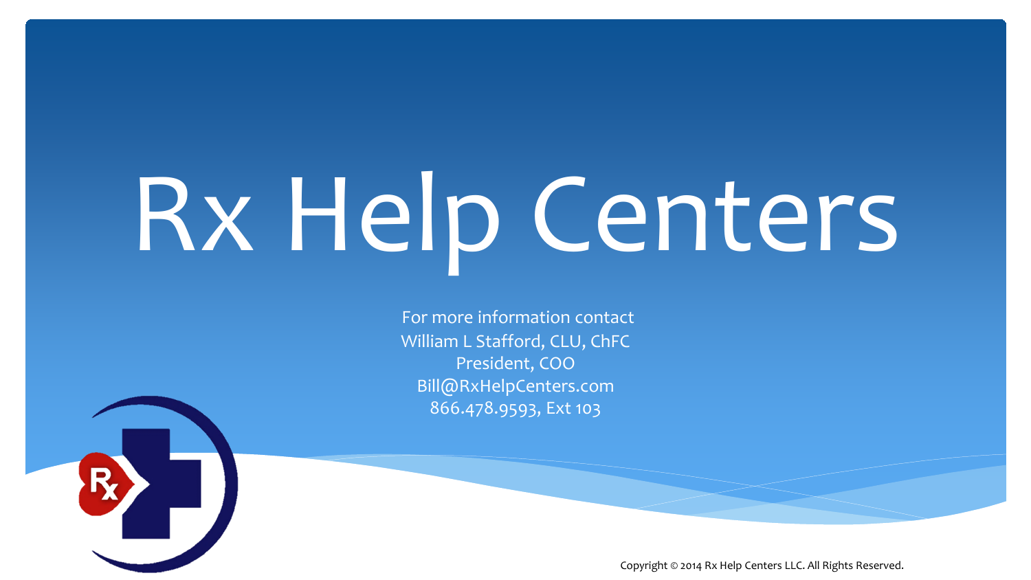# Rx Help Centers

For more information contact
William L Stafford, CLU, ChFC
President, COO
Bill@RxHelpCenters.com
866.478.9593, Ext 103

Copyright © 2014 Rx Help Centers LLC. All Rights Reserved.